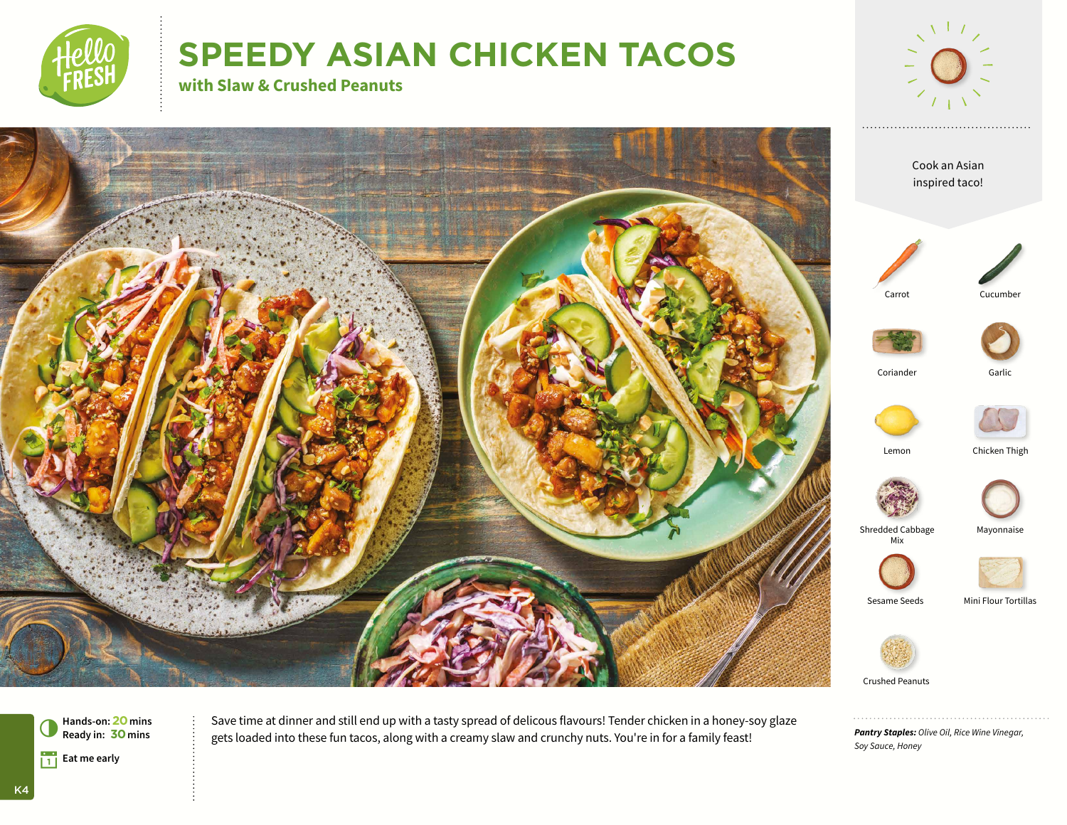# SPEEDY ASIAN CHICKEN TACOS

## with Slaw & Crushed Peanuts

Cook an Asian inspired taco!

- Carrot
- Cucumber
- Coriander
- Garlic
- Lemon
- Chicken Thigh
- Shredded Cabbage Mix
- Mayonnaise
- Sesame Seeds
- Mini Flour Tortillas
- Crushed Peanuts

Hands-on: 20 mins
Ready in: 30 mins

Eat me early

Save time at dinner and still end up with a tasty spread of delicous flavours! Tender chicken in a honey-soy glaze gets loaded into these fun tacos, along with a creamy slaw and crunchy nuts. You're in for a family feast!

***Pantry Staples:*** *Olive Oil, Rice Wine Vinegar, Soy Sauce, Honey*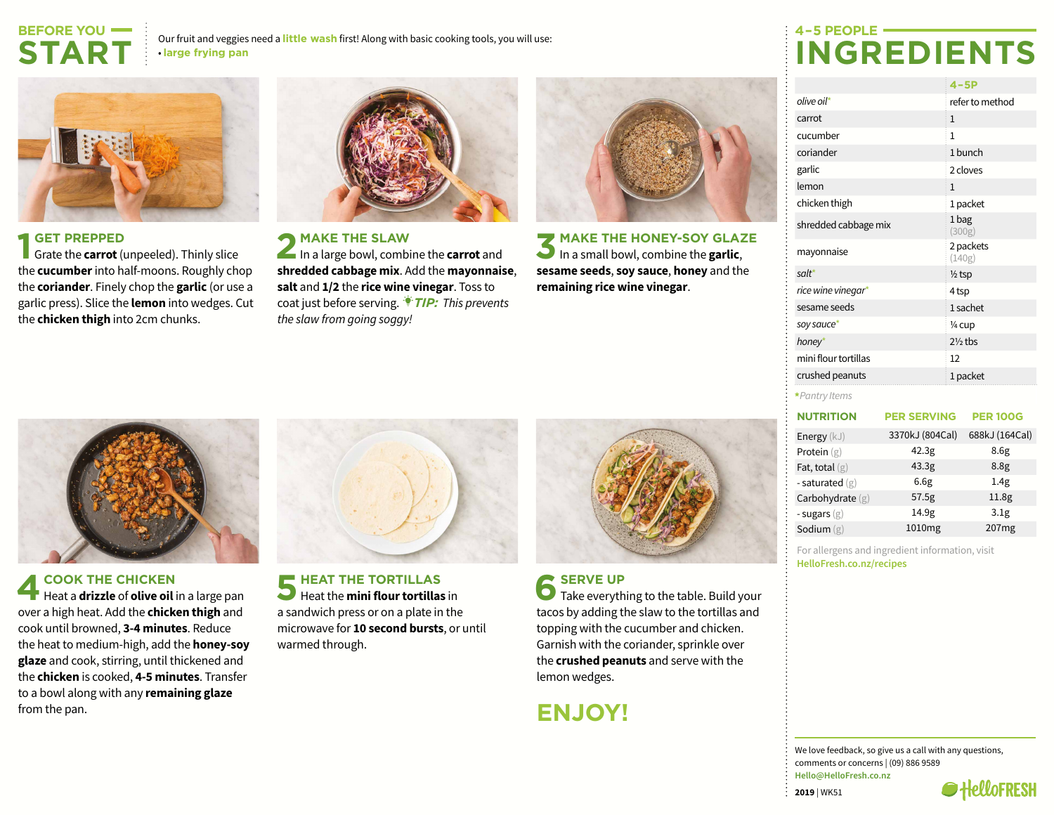## BEFORE YOU START

Our fruit and veggies need a **little wash** first! Along with basic cooking tools, you will use:

- **large frying pan**

### 1 GET PREPPED

Grate the **carrot** (unpeeled). Thinly slice the **cucumber** into half-moons. Roughly chop the **coriander**. Finely chop the **garlic** (or use a garlic press). Slice the **lemon** into wedges. Cut the **chicken thigh** into 2cm chunks.

### 2 MAKE THE SLAW

In a large bowl, combine the **carrot** and **shredded cabbage mix**. Add the **mayonnaise**, **salt** and **1/2** the **rice wine vinegar**. Toss to coat just before serving. ***TIP:*** *This prevents the slaw from going soggy!*

### 3 MAKE THE HONEY-SOY GLAZE

In a small bowl, combine the **garlic**, **sesame seeds**, **soy sauce**, **honey** and the **remaining rice wine vinegar**.

### 4 COOK THE CHICKEN

Heat a **drizzle** of **olive oil** in a large pan over a high heat. Add the **chicken thigh** and cook until browned, **3-4 minutes**. Reduce the heat to medium-high, add the **honey-soy glaze** and cook, stirring, until thickened and the **chicken** is cooked, **4-5 minutes**. Transfer to a bowl along with any **remaining glaze** from the pan.

### 5 HEAT THE TORTILLAS

Heat the **mini flour tortillas** in a sandwich press or on a plate in the microwave for **10 second bursts**, or until warmed through.

### 6 SERVE UP

Take everything to the table. Build your tacos by adding the slaw to the tortillas and topping with the cucumber and chicken. Garnish with the coriander, sprinkle over the **crushed peanuts** and serve with the lemon wedges.

**ENJOY!**

## 4-5 PEOPLE INGREDIENTS

| | 4-5P |
|---|---|
| *olive oil** | refer to method |
| carrot | 1 |
| cucumber | 1 |
| coriander | 1 bunch |
| garlic | 2 cloves |
| lemon | 1 |
| chicken thigh | 1 packet |
| shredded cabbage mix | 1 bag (300g) |
| mayonnaise | 2 packets (140g) |
| *salt** | ½ tsp |
| *rice wine vinegar** | 4 tsp |
| sesame seeds | 1 sachet |
| *soy sauce** | ¼ cup |
| *honey** | 2½ tbs |
| mini flour tortillas | 12 |
| crushed peanuts | 1 packet |

**Pantry Items*

| NUTRITION | PER SERVING | PER 100G |
|---|---|---|
| Energy (kJ) | 3370kJ (804Cal) | 688kJ (164Cal) |
| Protein (g) | 42.3g | 8.6g |
| Fat, total (g) | 43.3g | 8.8g |
| - saturated (g) | 6.6g | 1.4g |
| Carbohydrate (g) | 57.5g | 11.8g |
| - sugars (g) | 14.9g | 3.1g |
| Sodium (g) | 1010mg | 207mg |

For allergens and ingredient information, visit **HelloFresh.co.nz/recipes**

We love feedback, so give us a call with any questions, comments or concerns | (09) 886 9589
**Hello@HelloFresh.co.nz**

**2019** | WK51

HelloFRESH